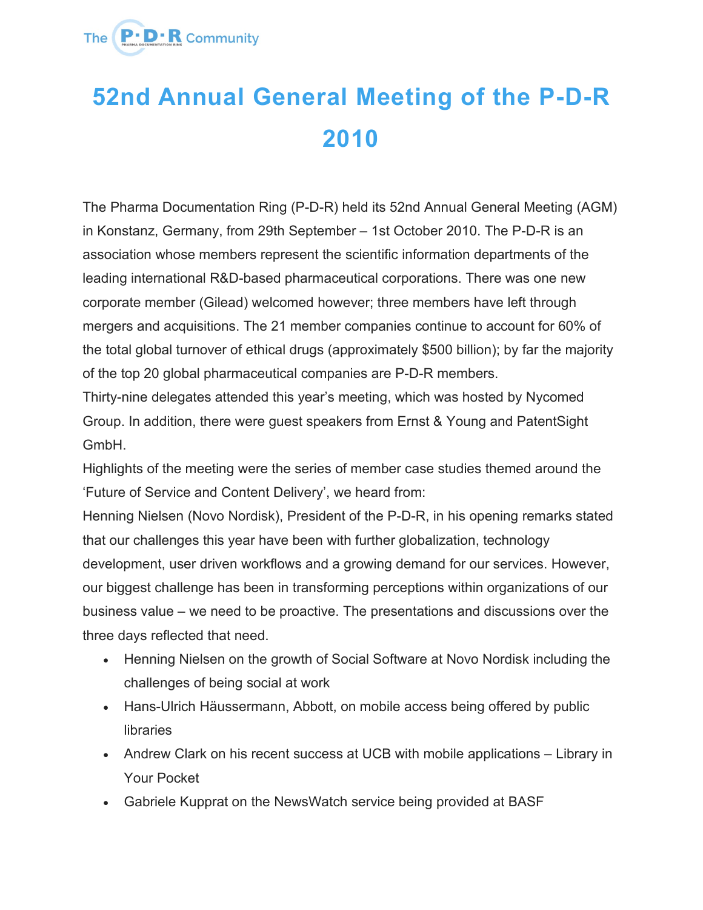# 52nd Annual General Meeting of the P-D-R 2010

The Pharma Documentation Ring (P-D-R) held its 52nd Annual General Meeting (AGM) in Konstanz, Germany, from 29th September – 1st October 2010. The P-D-R is an association whose members represent the scientific information departments of the leading international R&D-based pharmaceutical corporations. There was one new corporate member (Gilead) welcomed however; three members have left through mergers and acquisitions. The 21 member companies continue to account for 60% of the total global turnover of ethical drugs (approximately $500 billion); by far the majority of the top 20 global pharmaceutical companies are P-D-R members.

Thirty-nine delegates attended this year's meeting, which was hosted by Nycomed Group. In addition, there were guest speakers from Ernst & Young and PatentSight GmbH.

Highlights of the meeting were the series of member case studies themed around the 'Future of Service and Content Delivery', we heard from:

Henning Nielsen (Novo Nordisk), President of the P-D-R, in his opening remarks stated that our challenges this year have been with further globalization, technology development, user driven workflows and a growing demand for our services. However, our biggest challenge has been in transforming perceptions within organizations of our business value – we need to be proactive. The presentations and discussions over the three days reflected that need.

- Henning Nielsen on the growth of Social Software at Novo Nordisk including the challenges of being social at work
- Hans-Ulrich Häussermann, Abbott, on mobile access being offered by public libraries
- Andrew Clark on his recent success at UCB with mobile applications – Library in Your Pocket
- Gabriele Kupprat on the NewsWatch service being provided at BASF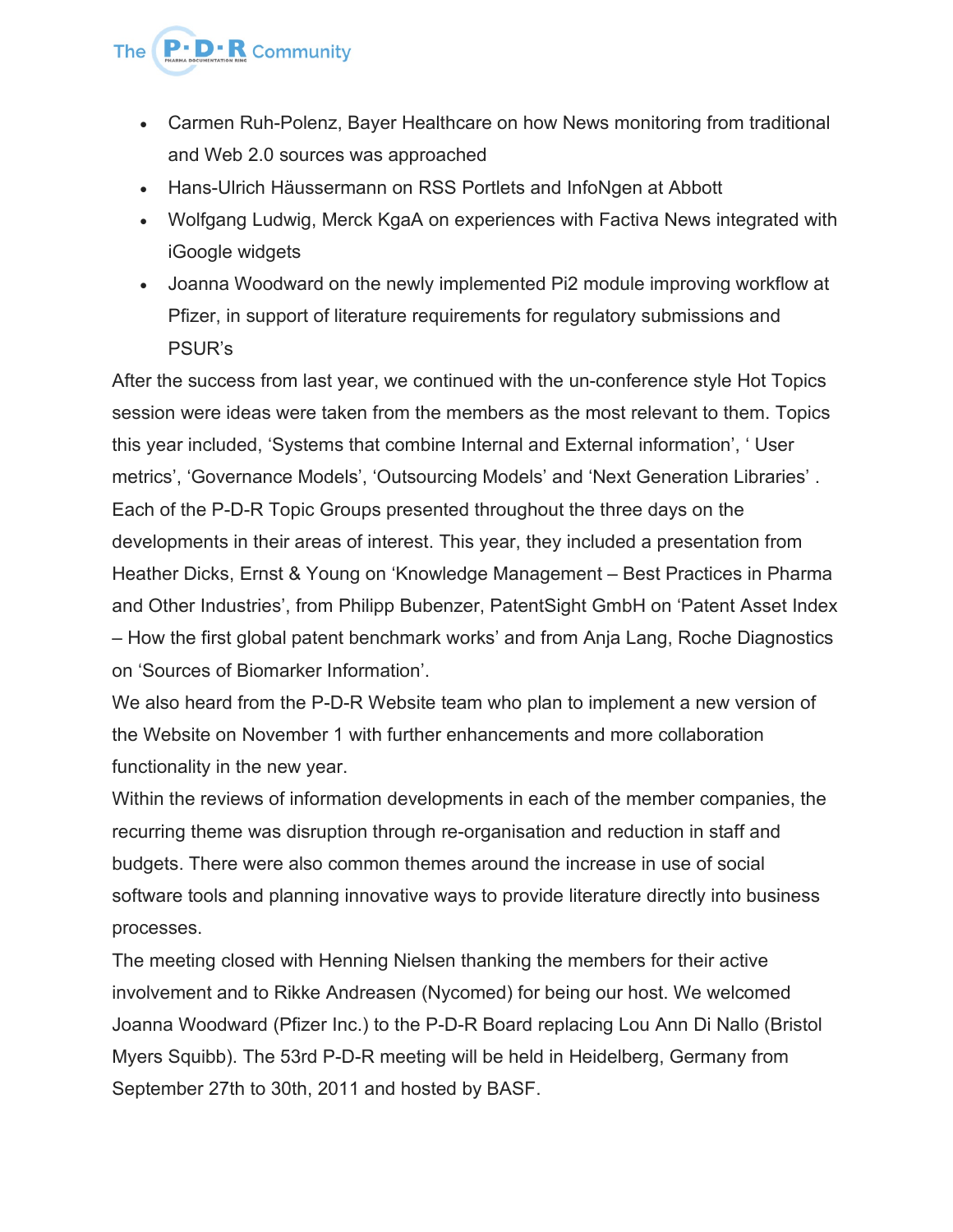- Carmen Ruh-Polenz, Bayer Healthcare on how News monitoring from traditional and Web 2.0 sources was approached
- Hans-Ulrich Häussermann on RSS Portlets and InfoNgen at Abbott
- Wolfgang Ludwig, Merck KgaA on experiences with Factiva News integrated with iGoogle widgets
- Joanna Woodward on the newly implemented Pi2 module improving workflow at Pfizer, in support of literature requirements for regulatory submissions and PSUR's

After the success from last year, we continued with the un-conference style Hot Topics session were ideas were taken from the members as the most relevant to them. Topics this year included, 'Systems that combine Internal and External information', ' User metrics', 'Governance Models', 'Outsourcing Models' and 'Next Generation Libraries' .

Each of the P-D-R Topic Groups presented throughout the three days on the developments in their areas of interest. This year, they included a presentation from Heather Dicks, Ernst & Young on 'Knowledge Management – Best Practices in Pharma and Other Industries', from Philipp Bubenzer, PatentSight GmbH on 'Patent Asset Index – How the first global patent benchmark works' and from Anja Lang, Roche Diagnostics on 'Sources of Biomarker Information'.

We also heard from the P-D-R Website team who plan to implement a new version of the Website on November 1 with further enhancements and more collaboration functionality in the new year.

Within the reviews of information developments in each of the member companies, the recurring theme was disruption through re-organisation and reduction in staff and budgets. There were also common themes around the increase in use of social software tools and planning innovative ways to provide literature directly into business processes.

The meeting closed with Henning Nielsen thanking the members for their active involvement and to Rikke Andreasen (Nycomed) for being our host. We welcomed Joanna Woodward (Pfizer Inc.) to the P-D-R Board replacing Lou Ann Di Nallo (Bristol Myers Squibb). The 53rd P-D-R meeting will be held in Heidelberg, Germany from September 27th to 30th, 2011 and hosted by BASF.